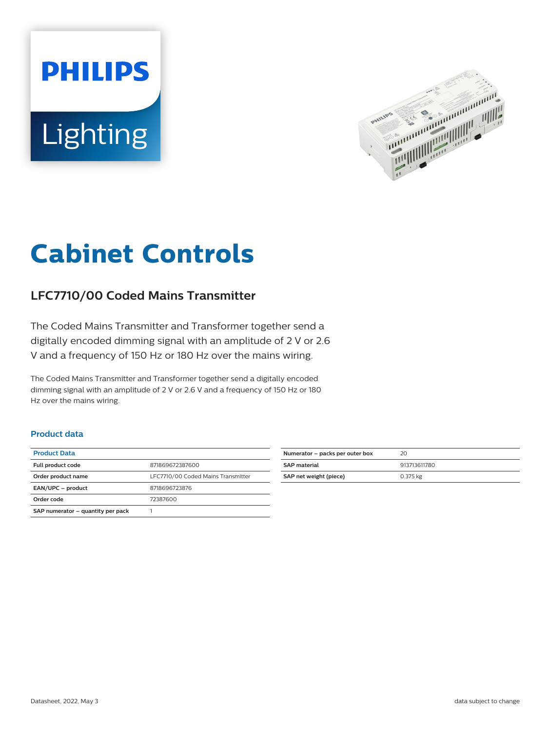# Cabinet Controls

## LFC7710/00 Coded Mains Transmitter

The Coded Mains Transmitter and Transformer together send a digitally encoded dimming signal with an amplitude of 2 V or 2.6 V and a frequency of 150 Hz or 180 Hz over the mains wiring.

The Coded Mains Transmitter and Transformer together send a digitally encoded dimming signal with an amplitude of 2 V or 2.6 V and a frequency of 150 Hz or 180 Hz over the mains wiring.

### Product data

| Product Data | |
|---|---|
| Full product code | 871869672387600 |
| Order product name | LFC7710/00 Coded Mains Transmitter |
| EAN/UPC – product | 8718696723876 |
| Order code | 72387600 |
| SAP numerator – quantity per pack | 1 |
| Numerator – packs per outer box | 20 |
| SAP material | 913713611780 |
| SAP net weight (piece) | 0.375 kg |

Datasheet, 2022, May 3

data subject to change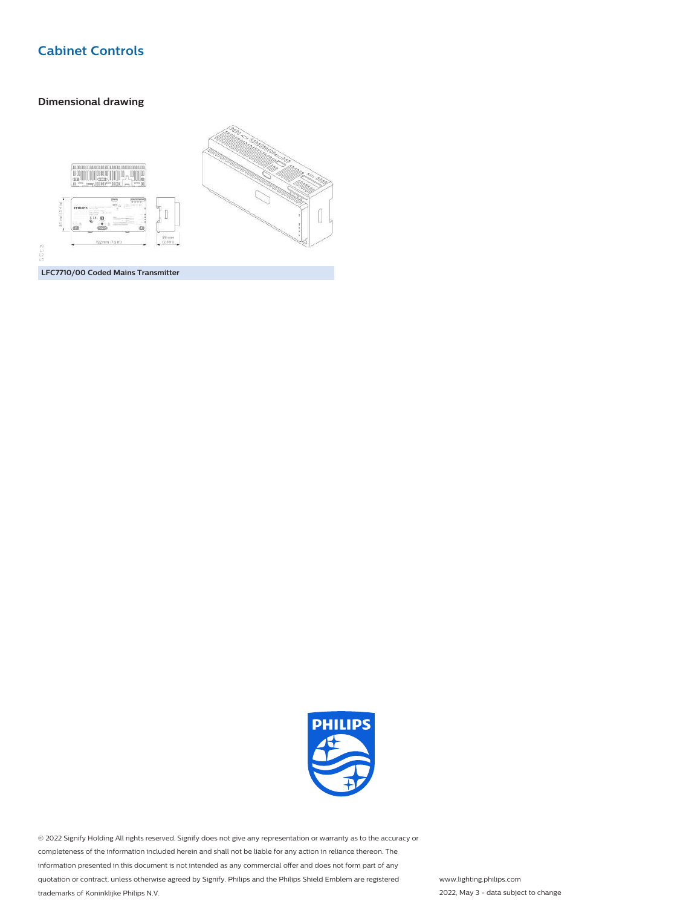# Cabinet Controls

## Dimensional drawing

86 mm (3.4 in)

192 mm (7.5 in)

58 mm (2.3 in)

**LFC7710/00 Coded Mains Transmitter**

© 2022 Signify Holding All rights reserved. Signify does not give any representation or warranty as to the accuracy or completeness of the information included herein and shall not be liable for any action in reliance thereon. The information presented in this document is not intended as any commercial offer and does not form part of any quotation or contract, unless otherwise agreed by Signify. Philips and the Philips Shield Emblem are registered trademarks of Koninklijke Philips N.V.

www.lighting.philips.com

2022, May 3 - data subject to change